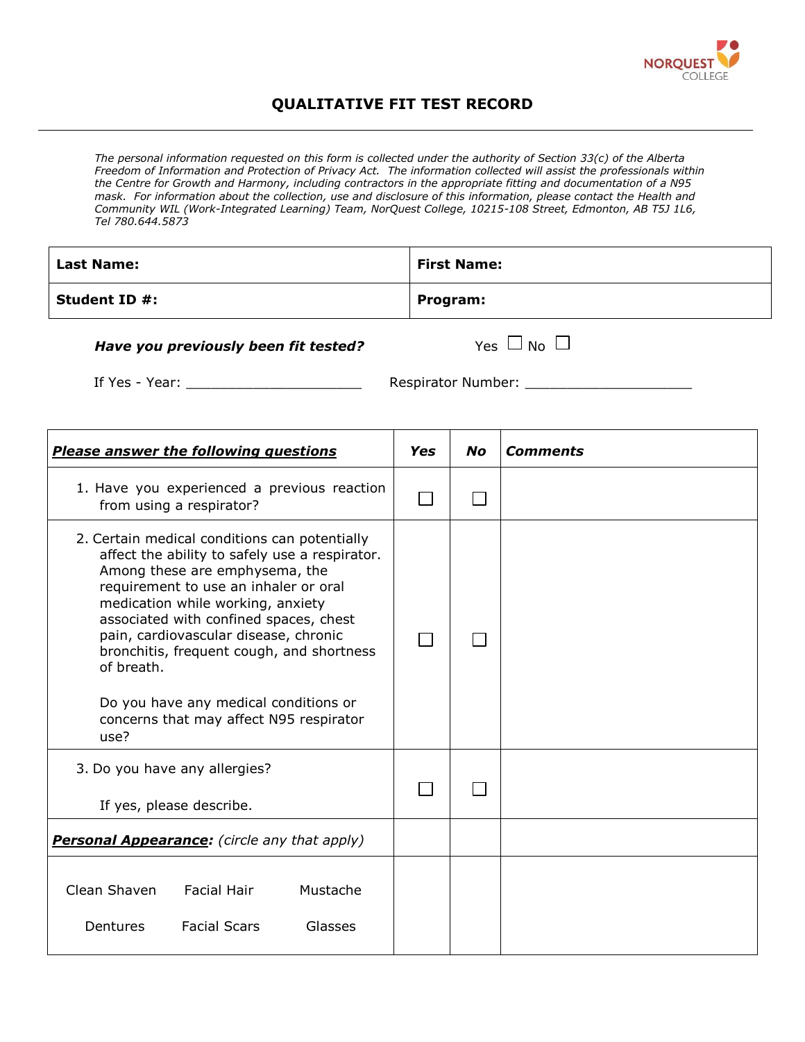# QUALITATIVE FIT TEST RECORD

*The personal information requested on this form is collected under the authority of Section 33(c) of the Alberta Freedom of Information and Protection of Privacy Act. The information collected will assist the professionals within the Centre for Growth and Harmony, including contractors in the appropriate fitting and documentation of a N95 mask. For information about the collection, use and disclosure of this information, please contact the Health and Community WIL (Work-Integrated Learning) Team, NorQuest College, 10215-108 Street, Edmonton, AB T5J 1L6, Tel 780.644.5873*

| **Last Name:** | **First Name:** |
|---|---|
| **Student ID #:** | **Program:** |

***Have you previously been fit tested?*** Yes ☐ No ☐

If Yes - Year: ______________________ Respiratory Number: ____________________

| ***Please answer the following questions*** | ***Yes*** | ***No*** | ***Comments*** |
|---|---|---|---|
| 1. Have you experienced a previous reaction from using a respirator? | ☐ | ☐ | |
| 2. Certain medical conditions can potentially affect the ability to safely use a respirator. Among these are emphysema, the requirement to use an inhaler or oral medication while working, anxiety associated with confined spaces, chest pain, cardiovascular disease, chronic bronchitis, frequent cough, and shortness of breath. Do you have any medical conditions or concerns that may affect N95 respirator use? | ☐ | ☐ | |
| 3. Do you have any allergies? If yes, please describe. | ☐ | ☐ | |
| ***Personal Appearance:*** *(circle any that apply)* | | | |
| Clean Shaven, Facial Hair, Mustache, Dentures, Facial Scars, Glasses | | | |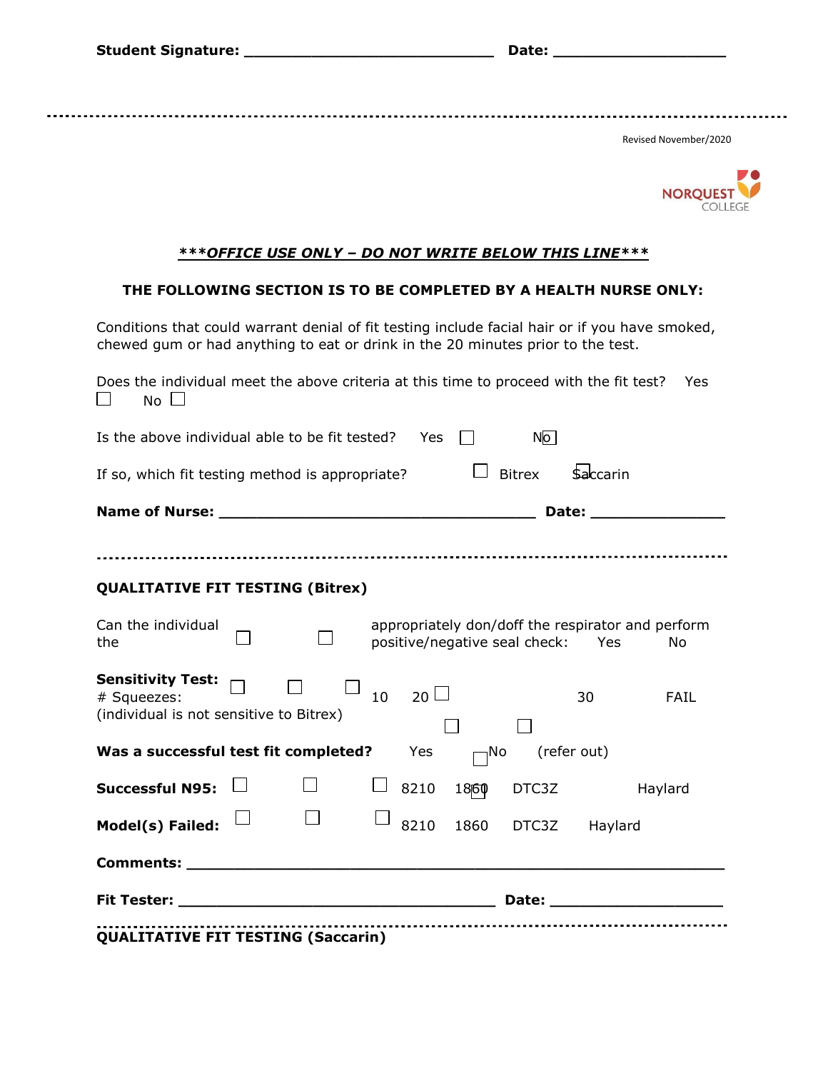**Student Signature:** ____________________________ **Date:** ___________________

---

Revised November/2020

NORQUEST COLLEGE

***OFFICE USE ONLY – DO NOT WRITE BELOW THIS LINE***

**THE FOLLOWING SECTION IS TO BE COMPLETED BY A HEALTH NURSE ONLY:**

Conditions that could warrant denial of fit testing include facial hair or if you have smoked, chewed gum or had anything to eat or drink in the 20 minutes prior to the test.

Does the individual meet the above criteria at this time to proceed with the fit test? Yes ☐ No ☐

Is the above individual able to be fit tested? Yes ☐ No ☐

If so, which fit testing method is appropriate? ☐ Bitrex ☐ Saccarin

**Name of Nurse:** ___________________________________ **Date:** _______________

---

**QUALITATIVE FIT TESTING (Bitrex)**

Can the individual appropriately don/doff the respirator and perform the positive/negative seal check: ☐ Yes ☐ No

**Sensitivity Test:** ☐ 10 ☐ 20 ☐ 30 ☐ FAIL
# Squeezes:
(individual is not sensitive to Bitrex)

**Was a successful test fit completed?** ☐ Yes ☐ No (refer out)

**Successful N95:** ☐ 8210 ☐ 1860 ☐ DTC3Z ☐ Haylard

**Model(s) Failed:** ☐ 8210 ☐ 1860 ☐ DTC3Z ☐ Haylard

**Comments:** ___________________________________________________________

**Fit Tester:** ___________________________________ **Date:** ___________________

---

**QUALITATIVE FIT TESTING (Saccarin)**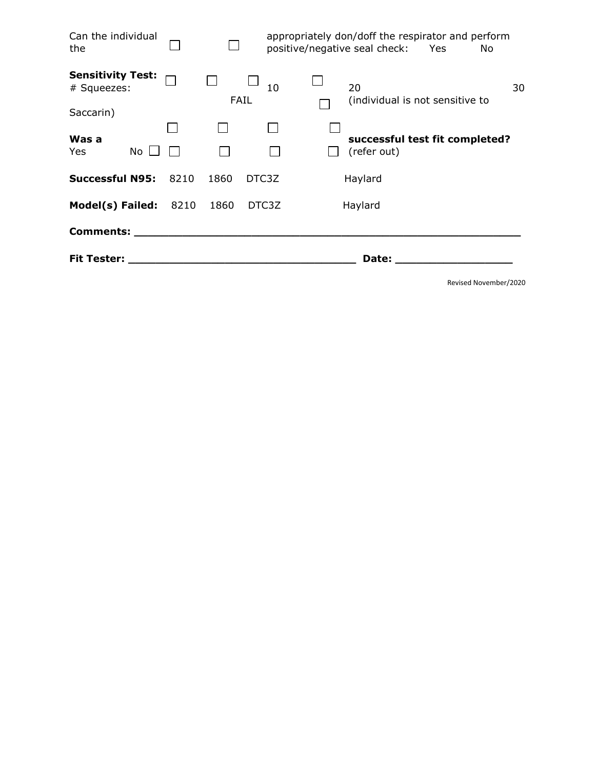Can the individual appropriately don/doff the respirator and perform the positive/negative seal check: ☐ Yes ☐ No

**Sensitivity Test:** # Squeezes: ☐ 10 ☐ 20 ☐ 30 ☐ FAIL (individual is not sensitive to Saccarin)

| | | | | | |
|---|---|---|---|---|---|
| | ☐ | ☐ | ☐ | ☐ | |
| **Was a successful test fit completed?** Yes ☐ No ☐ (refer out) | ☐ | ☐ | ☐ | ☐ | |
| **Successful N95:** | 8210 | 1860 | DTC3Z | Haylard | |
| **Model(s) Failed:** | 8210 | 1860 | DTC3Z | Haylard | |

**Comments:** ___________________________________________________________

**Fit Tester:** __________________________________ **Date:** _________________

Revised November/2020